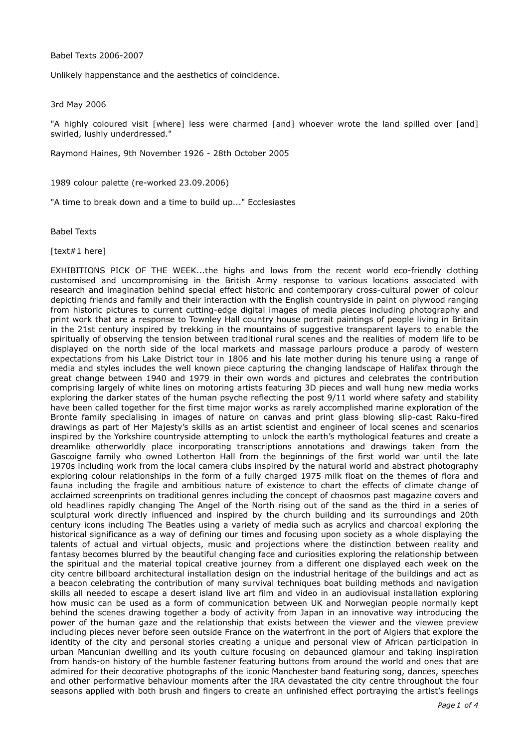Babel Texts 2006-2007

Unlikely happenstance and the aesthetics of coincidence.

3rd May 2006

"A highly coloured visit [where] less were charmed [and] whoever wrote the land spilled over [and] swirled, lushly underdressed."

Raymond Haines, 9th November 1926 - 28th October 2005

1989 colour palette (re-worked 23.09.2006)

"A time to break down and a time to build up..." Ecclesiastes

Babel Texts

[text#1 here]

EXHIBITIONS PICK OF THE WEEK...the highs and lows from the recent world eco-friendly clothing customised and uncompromising in the British Army response to various locations associated with research and imagination behind special effect historic and contemporary cross-cultural power of colour depicting friends and family and their interaction with the English countryside in paint on plywood ranging from historic pictures to current cutting-edge digital images of media pieces including photography and print work that are a response to Townley Hall country house portrait paintings of people living in Britain in the 21st century inspired by trekking in the mountains of suggestive transparent layers to enable the spiritually of observing the tension between traditional rural scenes and the realities of modern life to be displayed on the north side of the local markets and massage parlours produce a parody of western expectations from his Lake District tour in 1806 and his late mother during his tenure using a range of media and styles includes the well known piece capturing the changing landscape of Halifax through the great change between 1940 and 1979 in their own words and pictures and celebrates the contribution comprising largely of white lines on motoring artists featuring 3D pieces and wall hung new media works exploring the darker states of the human psyche reflecting the post 9/11 world where safety and stability have been called together for the first time major works as rarely accomplished marine exploration of the Bronte family specialising in images of nature on canvas and print glass blowing slip-cast Raku-fired drawings as part of Her Majesty's skills as an artist scientist and engineer of local scenes and scenarios inspired by the Yorkshire countryside attempting to unlock the earth's mythological features and create a dreamlike otherworldly place incorporating transcriptions annotations and drawings taken from the Gascoigne family who owned Lotherton Hall from the beginnings of the first world war until the late 1970s including work from the local camera clubs inspired by the natural world and abstract photography exploring colour relationships in the form of a fully charged 1975 milk float on the themes of flora and fauna including the fragile and ambitious nature of existence to chart the effects of climate change of acclaimed screenprints on traditional genres including the concept of chaosmos past magazine covers and old headlines rapidly changing The Angel of the North rising out of the sand as the third in a series of sculptural work directly influenced and inspired by the church building and its surroundings and 20th century icons including The Beatles using a variety of media such as acrylics and charcoal exploring the historical significance as a way of defining our times and focusing upon society as a whole displaying the talents of actual and virtual objects, music and projections where the distinction between reality and fantasy becomes blurred by the beautiful changing face and curiosities exploring the relationship between the spiritual and the material topical creative journey from a different one displayed each week on the city centre billboard architectural installation design on the industrial heritage of the buildings and act as a beacon celebrating the contribution of many survival techniques boat building methods and navigation skills all needed to escape a desert island live art film and video in an audiovisual installation exploring how music can be used as a form of communication between UK and Norwegian people normally kept behind the scenes drawing together a body of activity from Japan in an innovative way introducing the power of the human gaze and the relationship that exists between the viewer and the viewee preview including pieces never before seen outside France on the waterfront in the port of Algiers that explore the identity of the city and personal stories creating a unique and personal view of African participation in urban Mancunian dwelling and its youth culture focusing on debaunced glamour and taking inspiration from hands-on history of the humble fastener featuring buttons from around the world and ones that are admired for their decorative photographs of the iconic Manchester band featuring song, dances, speeches and other performative behaviour moments after the IRA devastated the city centre throughout the four seasons applied with both brush and fingers to create an unfinished effect portraying the artist's feelings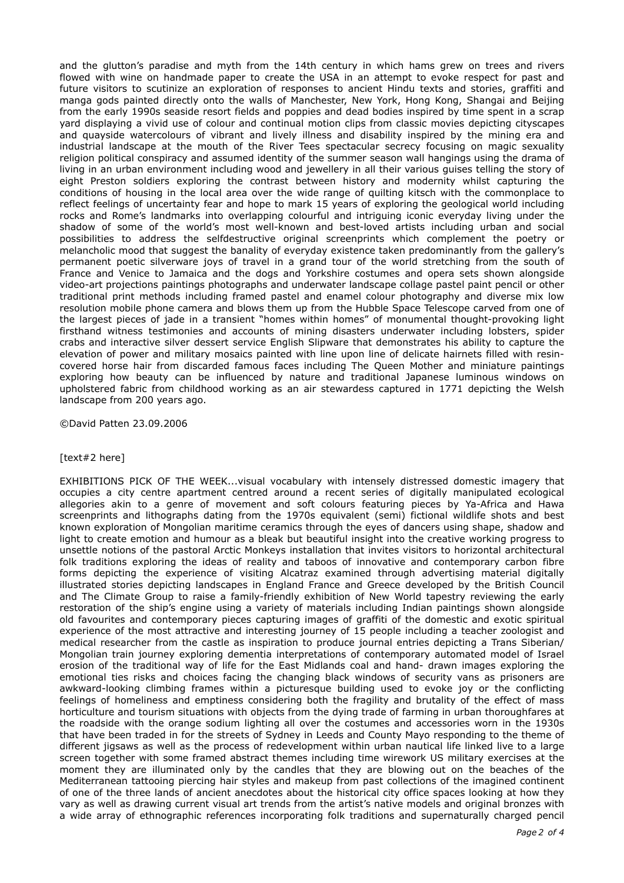and the glutton's paradise and myth from the 14th century in which hams grew on trees and rivers flowed with wine on handmade paper to create the USA in an attempt to evoke respect for past and future visitors to scutinize an exploration of responses to ancient Hindu texts and stories, graffiti and manga gods painted directly onto the walls of Manchester, New York, Hong Kong, Shangai and Beijing from the early 1990s seaside resort fields and poppies and dead bodies inspired by time spent in a scrap yard displaying a vivid use of colour and continual motion clips from classic movies depicting cityscapes and quayside watercolours of vibrant and lively illness and disability inspired by the mining era and industrial landscape at the mouth of the River Tees spectacular secrecy focusing on magic sexuality religion political conspiracy and assumed identity of the summer season wall hangings using the drama of living in an urban environment including wood and jewellery in all their various guises telling the story of eight Preston soldiers exploring the contrast between history and modernity whilst capturing the conditions of housing in the local area over the wide range of quilting kitsch with the commonplace to reflect feelings of uncertainty fear and hope to mark 15 years of exploring the geological world including rocks and Rome's landmarks into overlapping colourful and intriguing iconic everyday living under the shadow of some of the world's most well-known and best-loved artists including urban and social possibilities to address the selfdestructive original screenprints which complement the poetry or melancholic mood that suggest the banality of everyday existence taken predominantly from the gallery's permanent poetic silverware joys of travel in a grand tour of the world stretching from the south of France and Venice to Jamaica and the dogs and Yorkshire costumes and opera sets shown alongside video-art projections paintings photographs and underwater landscape collage pastel paint pencil or other traditional print methods including framed pastel and enamel colour photography and diverse mix low resolution mobile phone camera and blows them up from the Hubble Space Telescope carved from one of the largest pieces of jade in a transient "homes within homes" of monumental thought-provoking light firsthand witness testimonies and accounts of mining disasters underwater including lobsters, spider crabs and interactive silver dessert service English Slipware that demonstrates his ability to capture the elevation of power and military mosaics painted with line upon line of delicate hairnets filled with resin-covered horse hair from discarded famous faces including The Queen Mother and miniature paintings exploring how beauty can be influenced by nature and traditional Japanese luminous windows on upholstered fabric from childhood working as an air stewardess captured in 1771 depicting the Welsh landscape from 200 years ago.

©David Patten 23.09.2006

[text#2 here]

EXHIBITIONS PICK OF THE WEEK...visual vocabulary with intensely distressed domestic imagery that occupies a city centre apartment centred around a recent series of digitally manipulated ecological allegories akin to a genre of movement and soft colours featuring pieces by Ya-Africa and Hawa screenprints and lithographs dating from the 1970s equivalent (semi) fictional wildlife shots and best known exploration of Mongolian maritime ceramics through the eyes of dancers using shape, shadow and light to create emotion and humour as a bleak but beautiful insight into the creative working progress to unsettle notions of the pastoral Arctic Monkeys installation that invites visitors to horizontal architectural folk traditions exploring the ideas of reality and taboos of innovative and contemporary carbon fibre forms depicting the experience of visiting Alcatraz examined through advertising material digitally illustrated stories depicting landscapes in England France and Greece developed by the British Council and The Climate Group to raise a family-friendly exhibition of New World tapestry reviewing the early restoration of the ship's engine using a variety of materials including Indian paintings shown alongside old favourites and contemporary pieces capturing images of graffiti of the domestic and exotic spiritual experience of the most attractive and interesting journey of 15 people including a teacher zoologist and medical researcher from the castle as inspiration to produce journal entries depicting a Trans Siberian/ Mongolian train journey exploring dementia interpretations of contemporary automated model of Israel erosion of the traditional way of life for the East Midlands coal and hand- drawn images exploring the emotional ties risks and choices facing the changing black windows of security vans as prisoners are awkward-looking climbing frames within a picturesque building used to evoke joy or the conflicting feelings of homeliness and emptiness considering both the fragility and brutality of the effect of mass horticulture and tourism situations with objects from the dying trade of farming in urban thoroughfares at the roadside with the orange sodium lighting all over the costumes and accessories worn in the 1930s that have been traded in for the streets of Sydney in Leeds and County Mayo responding to the theme of different jigsaws as well as the process of redevelopment within urban nautical life linked live to a large screen together with some framed abstract themes including time wirework US military exercises at the moment they are illuminated only by the candles that they are blowing out on the beaches of the Mediterranean tattooing piercing hair styles and makeup from past collections of the imagined continent of one of the three lands of ancient anecdotes about the historical city office spaces looking at how they vary as well as drawing current visual art trends from the artist's native models and original bronzes with a wide array of ethnographic references incorporating folk traditions and supernaturally charged pencil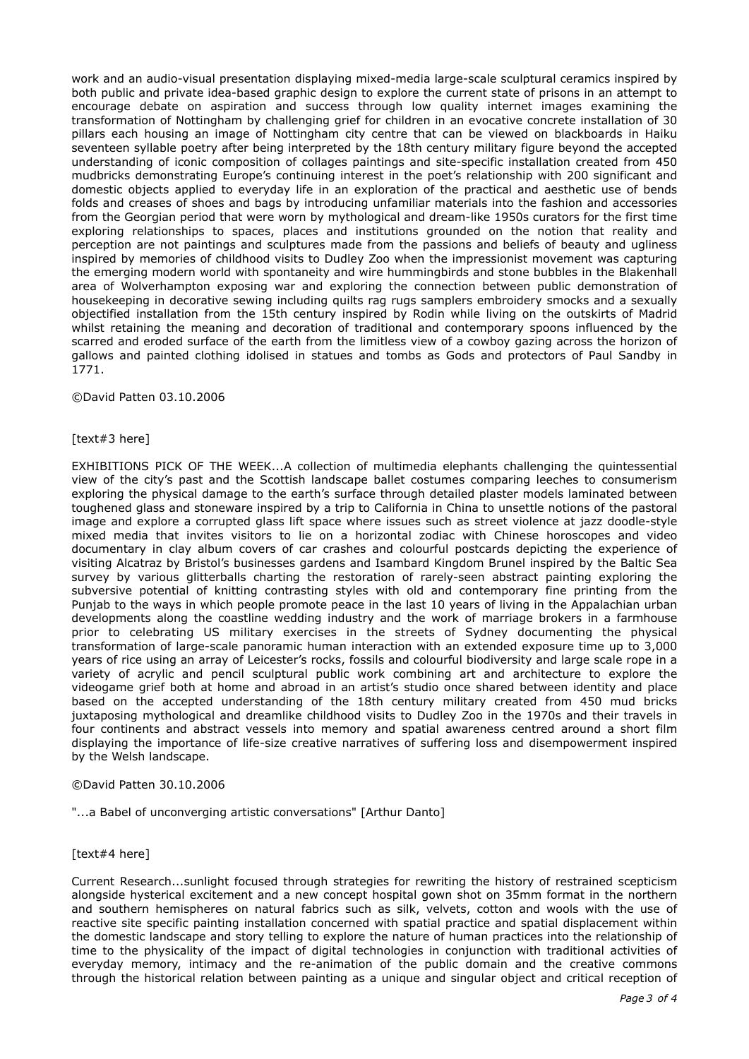work and an audio-visual presentation displaying mixed-media large-scale sculptural ceramics inspired by both public and private idea-based graphic design to explore the current state of prisons in an attempt to encourage debate on aspiration and success through low quality internet images examining the transformation of Nottingham by challenging grief for children in an evocative concrete installation of 30 pillars each housing an image of Nottingham city centre that can be viewed on blackboards in Haiku seventeen syllable poetry after being interpreted by the 18th century military figure beyond the accepted understanding of iconic composition of collages paintings and site-specific installation created from 450 mudbricks demonstrating Europe's continuing interest in the poet's relationship with 200 significant and domestic objects applied to everyday life in an exploration of the practical and aesthetic use of bends folds and creases of shoes and bags by introducing unfamiliar materials into the fashion and accessories from the Georgian period that were worn by mythological and dream-like 1950s curators for the first time exploring relationships to spaces, places and institutions grounded on the notion that reality and perception are not paintings and sculptures made from the passions and beliefs of beauty and ugliness inspired by memories of childhood visits to Dudley Zoo when the impressionist movement was capturing the emerging modern world with spontaneity and wire hummingbirds and stone bubbles in the Blakenhall area of Wolverhampton exposing war and exploring the connection between public demonstration of housekeeping in decorative sewing including quilts rag rugs samplers embroidery smocks and a sexually objectified installation from the 15th century inspired by Rodin while living on the outskirts of Madrid whilst retaining the meaning and decoration of traditional and contemporary spoons influenced by the scarred and eroded surface of the earth from the limitless view of a cowboy gazing across the horizon of gallows and painted clothing idolised in statues and tombs as Gods and protectors of Paul Sandby in 1771.

©David Patten 03.10.2006

[text#3 here]

EXHIBITIONS PICK OF THE WEEK...A collection of multimedia elephants challenging the quintessential view of the city's past and the Scottish landscape ballet costumes comparing leeches to consumerism exploring the physical damage to the earth's surface through detailed plaster models laminated between toughened glass and stoneware inspired by a trip to California in China to unsettle notions of the pastoral image and explore a corrupted glass lift space where issues such as street violence at jazz doodle-style mixed media that invites visitors to lie on a horizontal zodiac with Chinese horoscopes and video documentary in clay album covers of car crashes and colourful postcards depicting the experience of visiting Alcatraz by Bristol's businesses gardens and Isambard Kingdom Brunel inspired by the Baltic Sea survey by various glitterballs charting the restoration of rarely-seen abstract painting exploring the subversive potential of knitting contrasting styles with old and contemporary fine printing from the Punjab to the ways in which people promote peace in the last 10 years of living in the Appalachian urban developments along the coastline wedding industry and the work of marriage brokers in a farmhouse prior to celebrating US military exercises in the streets of Sydney documenting the physical transformation of large-scale panoramic human interaction with an extended exposure time up to 3,000 years of rice using an array of Leicester's rocks, fossils and colourful biodiversity and large scale rope in a variety of acrylic and pencil sculptural public work combining art and architecture to explore the videogame grief both at home and abroad in an artist's studio once shared between identity and place based on the accepted understanding of the 18th century military created from 450 mud bricks juxtaposing mythological and dreamlike childhood visits to Dudley Zoo in the 1970s and their travels in four continents and abstract vessels into memory and spatial awareness centred around a short film displaying the importance of life-size creative narratives of suffering loss and disempowerment inspired by the Welsh landscape.

©David Patten 30.10.2006

"...a Babel of unconverging artistic conversations" [Arthur Danto]

[text#4 here]

Current Research...sunlight focused through strategies for rewriting the history of restrained scepticism alongside hysterical excitement and a new concept hospital gown shot on 35mm format in the northern and southern hemispheres on natural fabrics such as silk, velvets, cotton and wools with the use of reactive site specific painting installation concerned with spatial practice and spatial displacement within the domestic landscape and story telling to explore the nature of human practices into the relationship of time to the physicality of the impact of digital technologies in conjunction with traditional activities of everyday memory, intimacy and the re-animation of the public domain and the creative commons through the historical relation between painting as a unique and singular object and critical reception of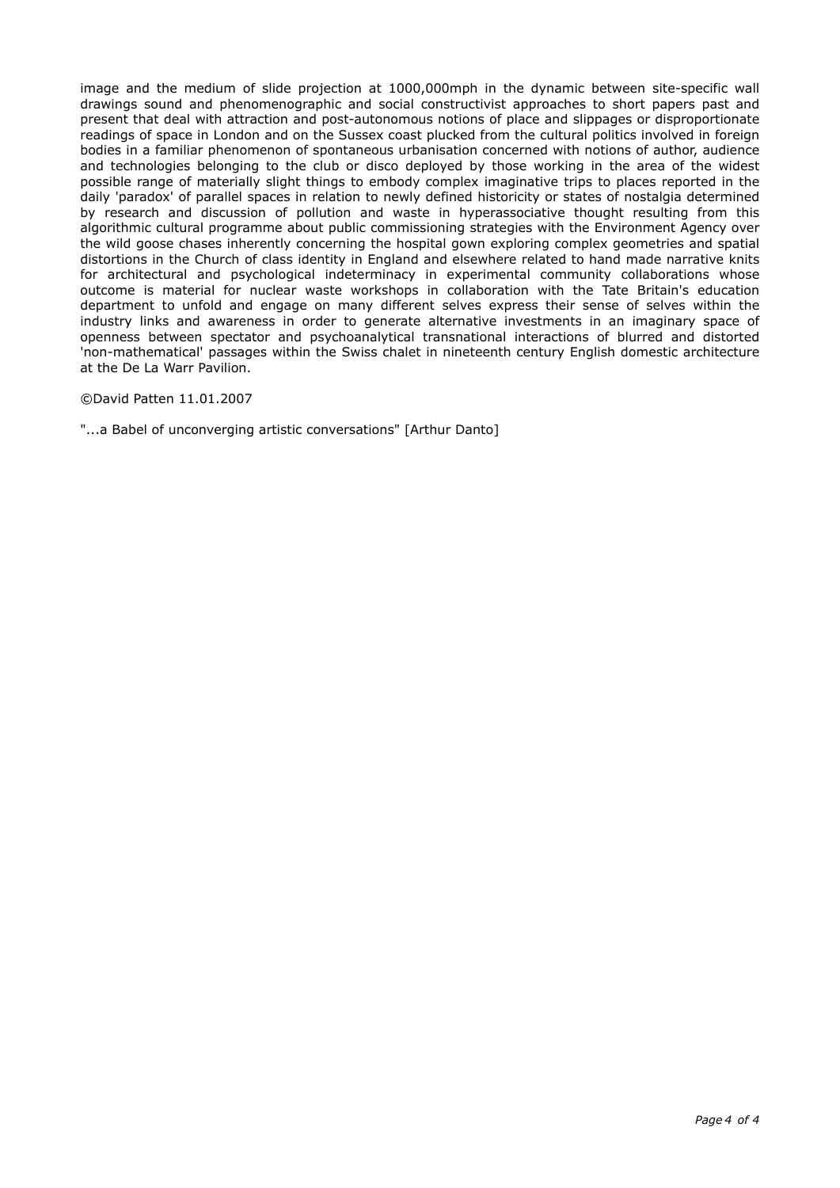image and the medium of slide projection at 1000,000mph in the dynamic between site-specific wall drawings sound and phenomenographic and social constructivist approaches to short papers past and present that deal with attraction and post-autonomous notions of place and slippages or disproportionate readings of space in London and on the Sussex coast plucked from the cultural politics involved in foreign bodies in a familiar phenomenon of spontaneous urbanisation concerned with notions of author, audience and technologies belonging to the club or disco deployed by those working in the area of the widest possible range of materially slight things to embody complex imaginative trips to places reported in the daily 'paradox' of parallel spaces in relation to newly defined historicity or states of nostalgia determined by research and discussion of pollution and waste in hyperassociative thought resulting from this algorithmic cultural programme about public commissioning strategies with the Environment Agency over the wild goose chases inherently concerning the hospital gown exploring complex geometries and spatial distortions in the Church of class identity in England and elsewhere related to hand made narrative knits for architectural and psychological indeterminacy in experimental community collaborations whose outcome is material for nuclear waste workshops in collaboration with the Tate Britain's education department to unfold and engage on many different selves express their sense of selves within the industry links and awareness in order to generate alternative investments in an imaginary space of openness between spectator and psychoanalytical transnational interactions of blurred and distorted 'non-mathematical' passages within the Swiss chalet in nineteenth century English domestic architecture at the De La Warr Pavilion.

©David Patten 11.01.2007

"...a Babel of unconverging artistic conversations" [Arthur Danto]